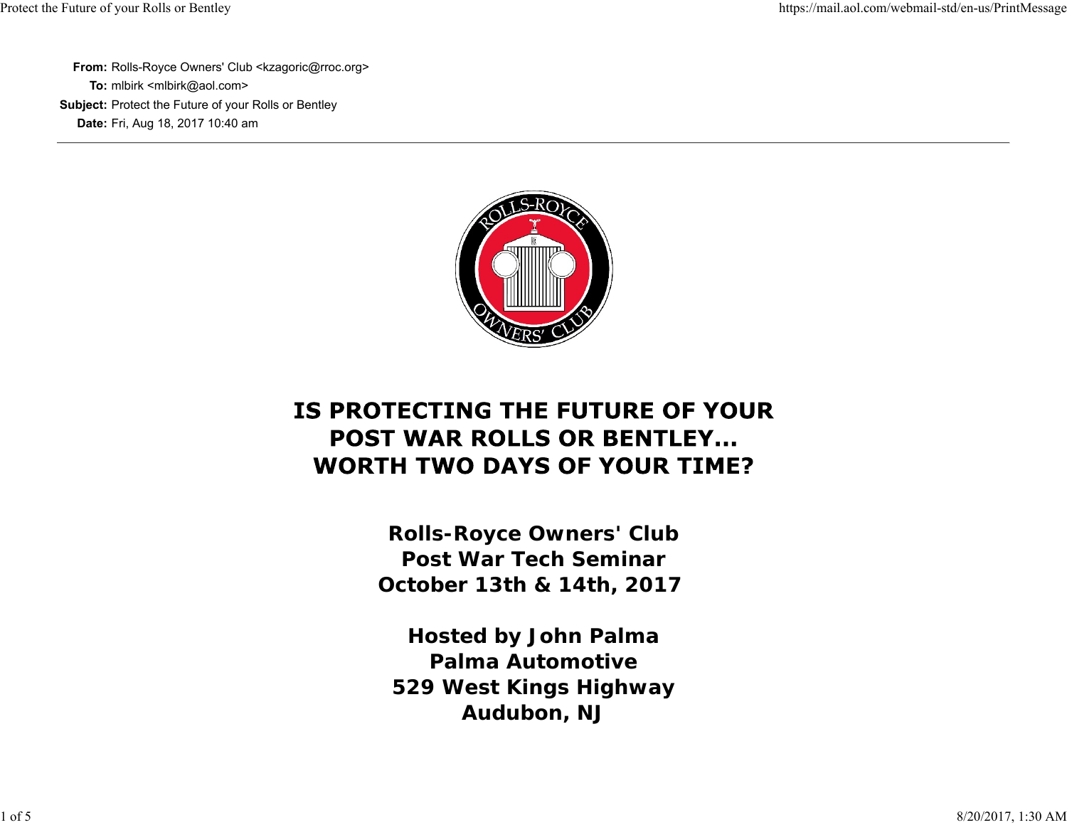**From:** Rolls-Royce Owners' Club <kzagoric@rroc.org>
**To:** mlbirk <mlbirk@aol.com>
**Subject:** Protect the Future of your Rolls or Bentley
**Date:** Fri, Aug 18, 2017 10:40 am

---

# IS PROTECTING THE FUTURE OF YOUR POST WAR ROLLS OR BENTLEY... WORTH TWO DAYS OF YOUR TIME?

**Rolls-Royce Owners' Club**
**Post War Tech Seminar**
**October 13th & 14th, 2017**

**Hosted by John Palma**
**Palma Automotive**
**529 West Kings Highway**
**Audubon, NJ**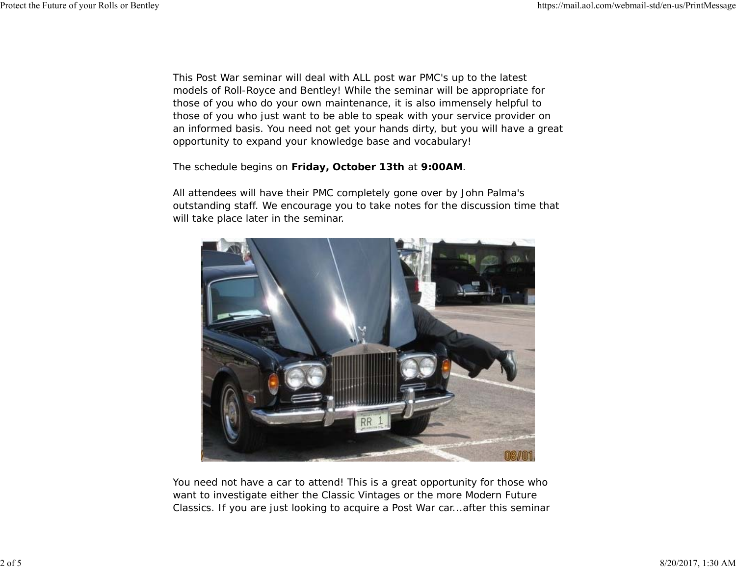This Post War seminar will deal with ALL post war PMC's up to the latest models of Roll-Royce and Bentley! While the seminar will be appropriate for those of you who do your own maintenance, it is also immensely helpful to those of you who just want to be able to speak with your service provider on an informed basis. You need not get your hands dirty, but you will have a great opportunity to expand your knowledge base and vocabulary!

The schedule begins on **Friday, October 13th** at **9:00AM**.

All attendees will have their PMC completely gone over by John Palma's outstanding staff. We encourage you to take notes for the discussion time that will take place later in the seminar.

You need not have a car to attend! This is a great opportunity for those who want to investigate either the Classic Vintages or the more Modern Future Classics. If you are just looking to acquire a Post War car...after this seminar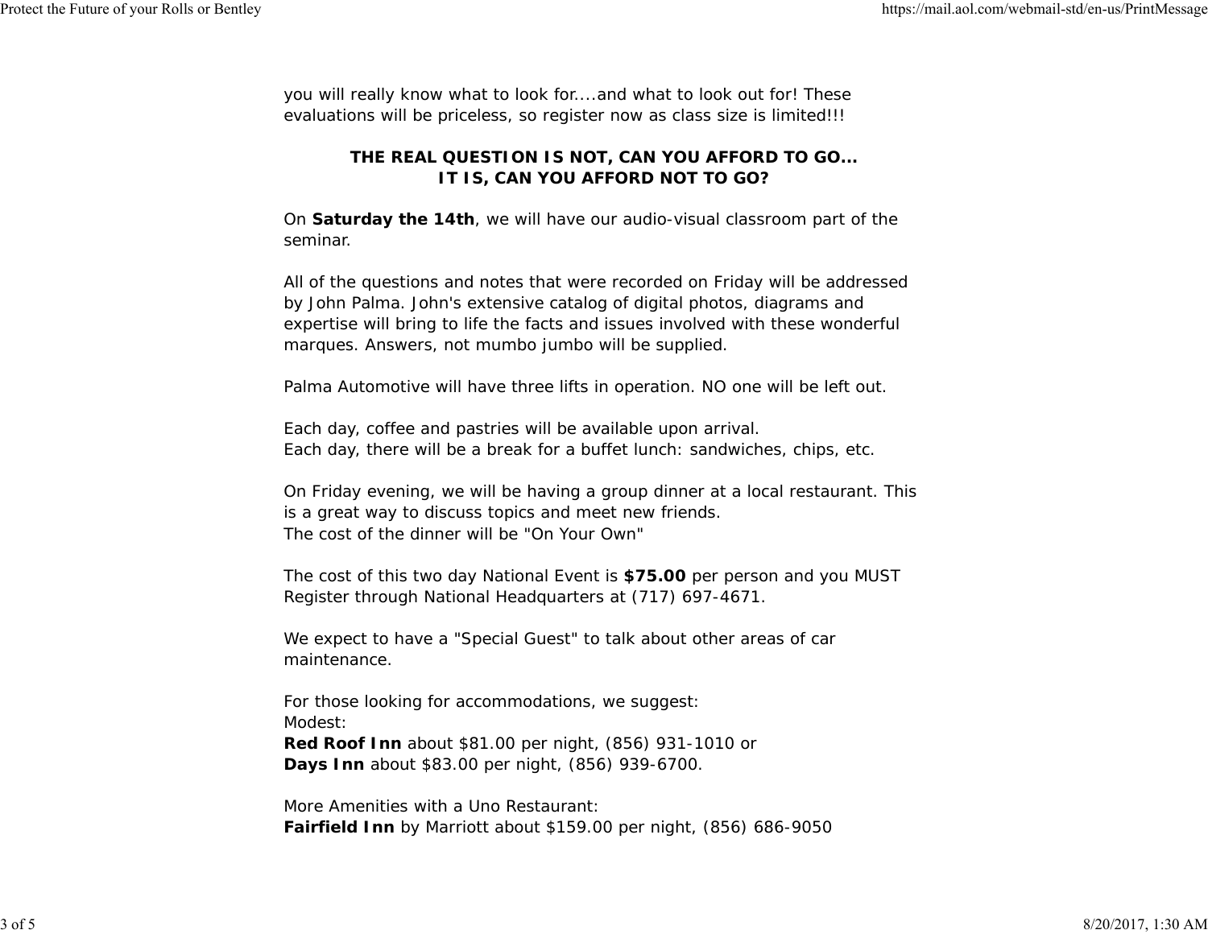you will really know what to look for....and what to look out for! These evaluations will be priceless, so register now as class size is limited!!!

**THE REAL QUESTION IS NOT, CAN YOU AFFORD TO GO...**
**IT IS, CAN YOU AFFORD NOT TO GO?**

On **Saturday the 14th**, we will have our audio-visual classroom part of the seminar.

All of the questions and notes that were recorded on Friday will be addressed by John Palma. John's extensive catalog of digital photos, diagrams and expertise will bring to life the facts and issues involved with these wonderful marques. Answers, not mumbo jumbo will be supplied.

Palma Automotive will have three lifts in operation. NO one will be left out.

Each day, coffee and pastries will be available upon arrival.
Each day, there will be a break for a buffet lunch: sandwiches, chips, etc.

On Friday evening, we will be having a group dinner at a local restaurant. This is a great way to discuss topics and meet new friends.
The cost of the dinner will be "On Your Own"

The cost of this two day National Event is **$75.00** per person and you MUST Register through National Headquarters at (717) 697-4671.

We expect to have a "Special Guest" to talk about other areas of car maintenance.

For those looking for accommodations, we suggest:
Modest:
**Red Roof Inn** about $81.00 per night, (856) 931-1010 or
**Days Inn** about $83.00 per night, (856) 939-6700.

More Amenities with a Uno Restaurant:
**Fairfield Inn** by Marriott about $159.00 per night, (856) 686-9050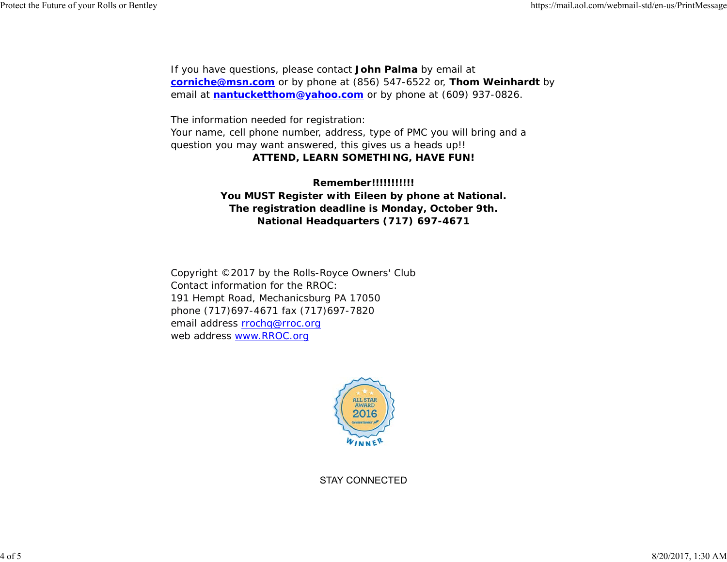If you have questions, please contact **John Palma** by email at **corniche@msn.com** or by phone at (856) 547-6522 or, **Thom Weinhardt** by email at **nantucketthom@yahoo.com** or by phone at (609) 937-0826.

The information needed for registration:
Your name, cell phone number, address, type of PMC you will bring and a question you may want answered, this gives us a heads up!!

**ATTEND, LEARN SOMETHING, HAVE FUN!**

**Remember!!!!!!!!!!!**
**You MUST Register with Eileen by phone at National.**
**The registration deadline is Monday, October 9th.**
**National Headquarters (717) 697-4671**

Copyright ©2017 by the Rolls-Royce Owners' Club
Contact information for the RROC:
191 Hempt Road, Mechanicsburg PA 17050
phone (717)697-4671 fax (717)697-7820
email address rrochq@rroc.org
web address www.RROC.org

ALL STAR AWARD 2016 WINNER

STAY CONNECTED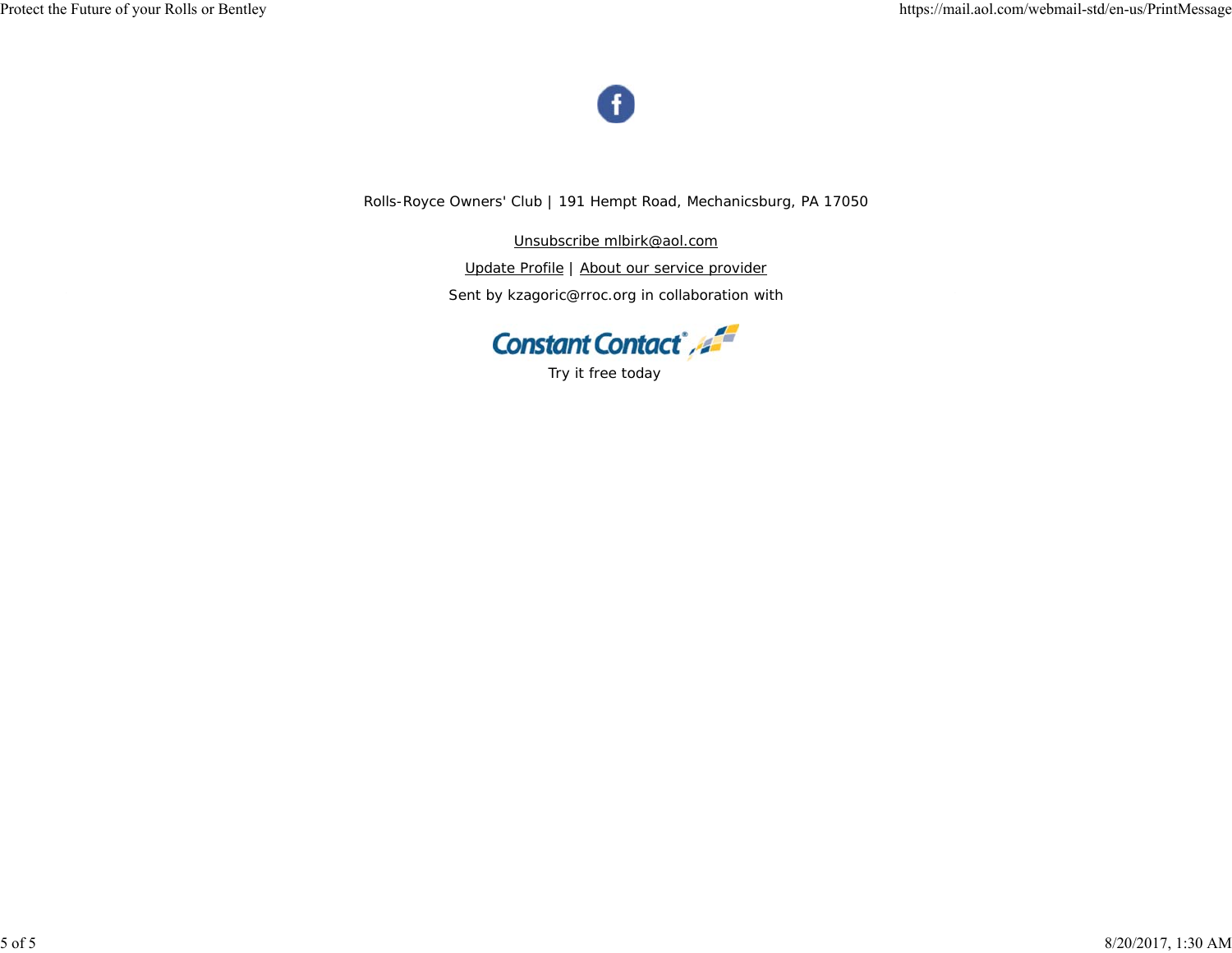Rolls-Royce Owners' Club | 191 Hempt Road, Mechanicsburg, PA 17050

Unsubscribe mlbirk@aol.com

Update Profile | About our service provider

Sent by kzagoric@rroc.org in collaboration with

Constant Contact

Try it free today